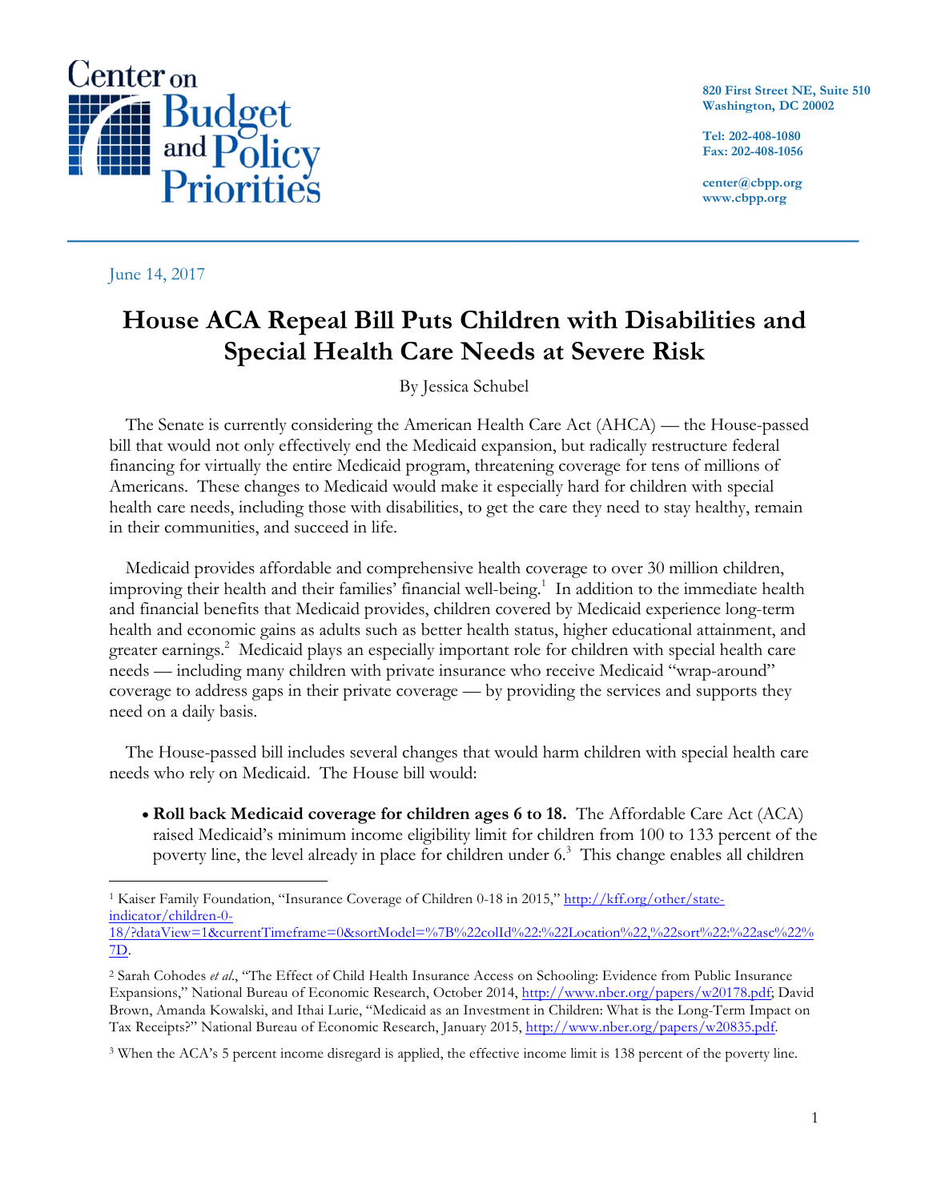June 14, 2017

# House ACA Repeal Bill Puts Children with Disabilities and Special Health Care Needs at Severe Risk

By Jessica Schubel

The Senate is currently considering the American Health Care Act (AHCA) — the House-passed bill that would not only effectively end the Medicaid expansion, but radically restructure federal financing for virtually the entire Medicaid program, threatening coverage for tens of millions of Americans. These changes to Medicaid would make it especially hard for children with special health care needs, including those with disabilities, to get the care they need to stay healthy, remain in their communities, and succeed in life.

Medicaid provides affordable and comprehensive health coverage to over 30 million children, improving their health and their families' financial well-being.[1] In addition to the immediate health and financial benefits that Medicaid provides, children covered by Medicaid experience long-term health and economic gains as adults such as better health status, higher educational attainment, and greater earnings.[2] Medicaid plays an especially important role for children with special health care needs — including many children with private insurance who receive Medicaid "wrap-around" coverage to address gaps in their private coverage — by providing the services and supports they need on a daily basis.

The House-passed bill includes several changes that would harm children with special health care needs who rely on Medicaid. The House bill would:

- **Roll back Medicaid coverage for children ages 6 to 18.** The Affordable Care Act (ACA) raised Medicaid's minimum income eligibility limit for children from 100 to 133 percent of the poverty line, the level already in place for children under 6.[3] This change enables all children

---

[1] Kaiser Family Foundation, "Insurance Coverage of Children 0-18 in 2015," http://kff.org/other/state-indicator/children-0-18/?dataView=1&currentTimeframe=0&sortModel=%7B%22colId%22:%22Location%22,%22sort%22:%22asc%22%7D.

[2] Sarah Cohodes *et al.*, "The Effect of Child Health Insurance Access on Schooling: Evidence from Public Insurance Expansions," National Bureau of Economic Research, October 2014, http://www.nber.org/papers/w20178.pdf; David Brown, Amanda Kowalski, and Ithai Lurie, "Medicaid as an Investment in Children: What is the Long-Term Impact on Tax Receipts?" National Bureau of Economic Research, January 2015, http://www.nber.org/papers/w20835.pdf.

[3] When the ACA's 5 percent income disregard is applied, the effective income limit is 138 percent of the poverty line.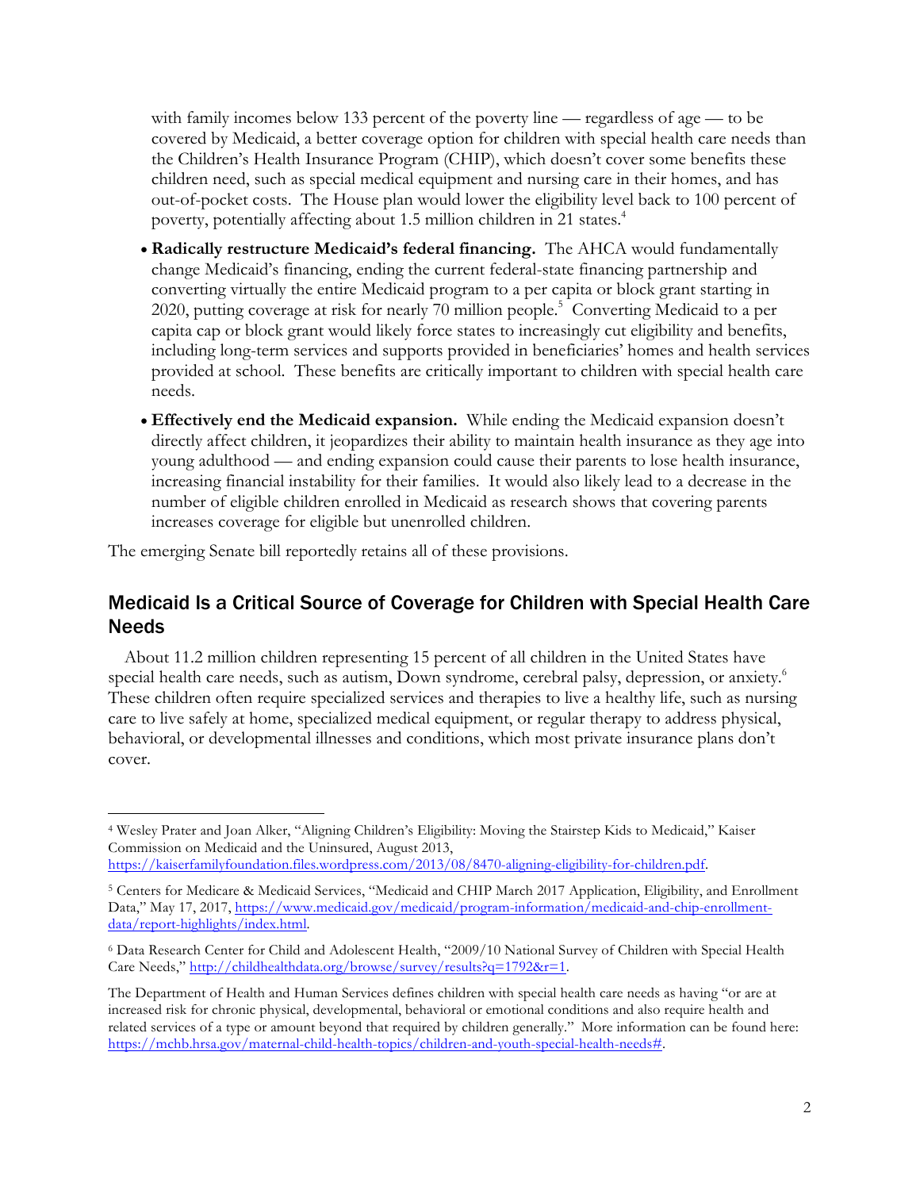with family incomes below 133 percent of the poverty line — regardless of age — to be covered by Medicaid, a better coverage option for children with special health care needs than the Children's Health Insurance Program (CHIP), which doesn't cover some benefits these children need, such as special medical equipment and nursing care in their homes, and has out-of-pocket costs. The House plan would lower the eligibility level back to 100 percent of poverty, potentially affecting about 1.5 million children in 21 states.[4]

- **Radically restructure Medicaid's federal financing.** The AHCA would fundamentally change Medicaid's financing, ending the current federal-state financing partnership and converting virtually the entire Medicaid program to a per capita or block grant starting in 2020, putting coverage at risk for nearly 70 million people.[5] Converting Medicaid to a per capita cap or block grant would likely force states to increasingly cut eligibility and benefits, including long-term services and supports provided in beneficiaries' homes and health services provided at school. These benefits are critically important to children with special health care needs.
- **Effectively end the Medicaid expansion.** While ending the Medicaid expansion doesn't directly affect children, it jeopardizes their ability to maintain health insurance as they age into young adulthood — and ending expansion could cause their parents to lose health insurance, increasing financial instability for their families. It would also likely lead to a decrease in the number of eligible children enrolled in Medicaid as research shows that covering parents increases coverage for eligible but unenrolled children.

The emerging Senate bill reportedly retains all of these provisions.

## Medicaid Is a Critical Source of Coverage for Children with Special Health Care Needs

About 11.2 million children representing 15 percent of all children in the United States have special health care needs, such as autism, Down syndrome, cerebral palsy, depression, or anxiety.[6] These children often require specialized services and therapies to live a healthy life, such as nursing care to live safely at home, specialized medical equipment, or regular therapy to address physical, behavioral, or developmental illnesses and conditions, which most private insurance plans don't cover.

---

[4] Wesley Prater and Joan Alker, "Aligning Children's Eligibility: Moving the Stairstep Kids to Medicaid," Kaiser Commission on Medicaid and the Uninsured, August 2013, https://kaiserfamilyfoundation.files.wordpress.com/2013/08/8470-aligning-eligibility-for-children.pdf.

[5] Centers for Medicare & Medicaid Services, "Medicaid and CHIP March 2017 Application, Eligibility, and Enrollment Data," May 17, 2017, https://www.medicaid.gov/medicaid/program-information/medicaid-and-chip-enrollment-data/report-highlights/index.html.

[6] Data Research Center for Child and Adolescent Health, "2009/10 National Survey of Children with Special Health Care Needs," http://childhealthdata.org/browse/survey/results?q=1792&r=1.

The Department of Health and Human Services defines children with special health care needs as having "or are at increased risk for chronic physical, developmental, behavioral or emotional conditions and also require health and related services of a type or amount beyond that required by children generally." More information can be found here: https://mchb.hrsa.gov/maternal-child-health-topics/children-and-youth-special-health-needs#.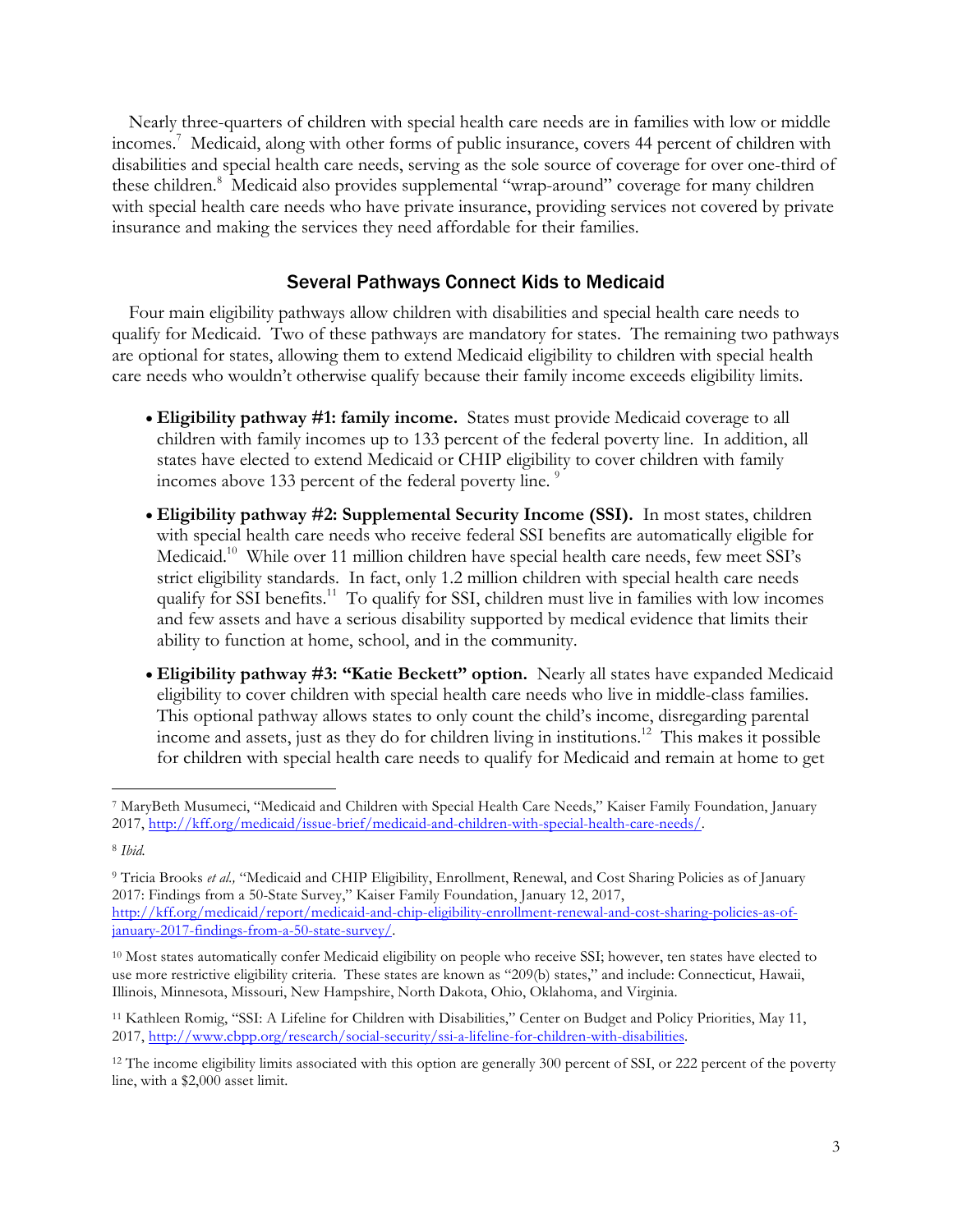Nearly three-quarters of children with special health care needs are in families with low or middle incomes.[7] Medicaid, along with other forms of public insurance, covers 44 percent of children with disabilities and special health care needs, serving as the sole source of coverage for over one-third of these children.[8] Medicaid also provides supplemental "wrap-around" coverage for many children with special health care needs who have private insurance, providing services not covered by private insurance and making the services they need affordable for their families.

## Several Pathways Connect Kids to Medicaid

Four main eligibility pathways allow children with disabilities and special health care needs to qualify for Medicaid. Two of these pathways are mandatory for states. The remaining two pathways are optional for states, allowing them to extend Medicaid eligibility to children with special health care needs who wouldn't otherwise qualify because their family income exceeds eligibility limits.

- **Eligibility pathway #1: family income.** States must provide Medicaid coverage to all children with family incomes up to 133 percent of the federal poverty line. In addition, all states have elected to extend Medicaid or CHIP eligibility to cover children with family incomes above 133 percent of the federal poverty line.[9]
- **Eligibility pathway #2: Supplemental Security Income (SSI).** In most states, children with special health care needs who receive federal SSI benefits are automatically eligible for Medicaid.[10] While over 11 million children have special health care needs, few meet SSI's strict eligibility standards. In fact, only 1.2 million children with special health care needs qualify for SSI benefits.[11] To qualify for SSI, children must live in families with low incomes and few assets and have a serious disability supported by medical evidence that limits their ability to function at home, school, and in the community.
- **Eligibility pathway #3: "Katie Beckett" option.** Nearly all states have expanded Medicaid eligibility to cover children with special health care needs who live in middle-class families. This optional pathway allows states to only count the child's income, disregarding parental income and assets, just as they do for children living in institutions.[12] This makes it possible for children with special health care needs to qualify for Medicaid and remain at home to get

---

[7] MaryBeth Musumeci, "Medicaid and Children with Special Health Care Needs," Kaiser Family Foundation, January 2017, http://kff.org/medicaid/issue-brief/medicaid-and-children-with-special-health-care-needs/.

[8] *Ibid.*

[9] Tricia Brooks *et al.,* "Medicaid and CHIP Eligibility, Enrollment, Renewal, and Cost Sharing Policies as of January 2017: Findings from a 50-State Survey," Kaiser Family Foundation, January 12, 2017, http://kff.org/medicaid/report/medicaid-and-chip-eligibility-enrollment-renewal-and-cost-sharing-policies-as-of-january-2017-findings-from-a-50-state-survey/.

[10] Most states automatically confer Medicaid eligibility on people who receive SSI; however, ten states have elected to use more restrictive eligibility criteria. These states are known as "209(b) states," and include: Connecticut, Hawaii, Illinois, Minnesota, Missouri, New Hampshire, North Dakota, Ohio, Oklahoma, and Virginia.

[11] Kathleen Romig, "SSI: A Lifeline for Children with Disabilities," Center on Budget and Policy Priorities, May 11, 2017, http://www.cbpp.org/research/social-security/ssi-a-lifeline-for-children-with-disabilities.

[12] The income eligibility limits associated with this option are generally 300 percent of SSI, or 222 percent of the poverty line, with a $2,000 asset limit.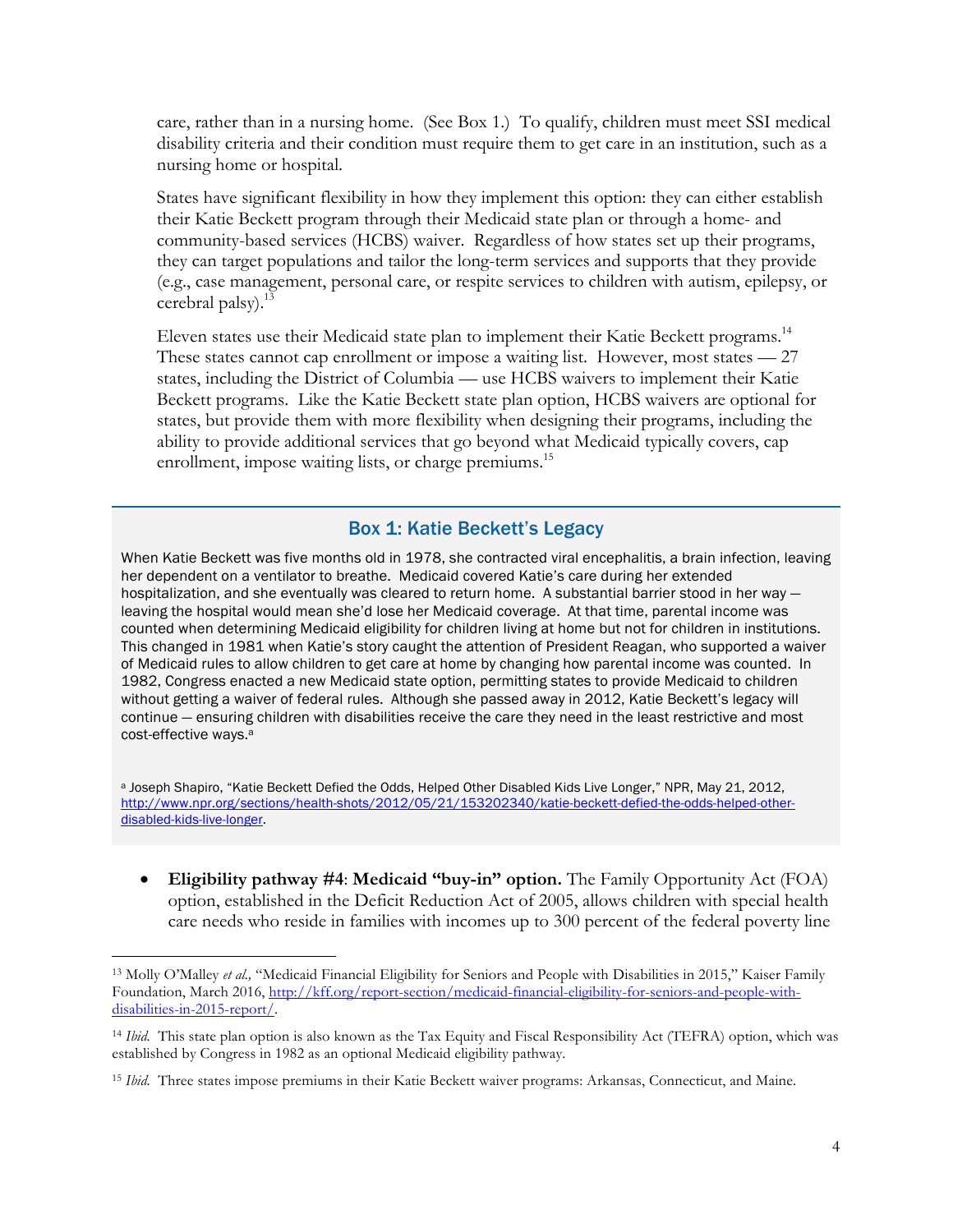care, rather than in a nursing home. (See Box 1.) To qualify, children must meet SSI medical disability criteria and their condition must require them to get care in an institution, such as a nursing home or hospital.

States have significant flexibility in how they implement this option: they can either establish their Katie Beckett program through their Medicaid state plan or through a home- and community-based services (HCBS) waiver. Regardless of how states set up their programs, they can target populations and tailor the long-term services and supports that they provide (e.g., case management, personal care, or respite services to children with autism, epilepsy, or cerebral palsy).[13]

Eleven states use their Medicaid state plan to implement their Katie Beckett programs.[14] These states cannot cap enrollment or impose a waiting list. However, most states — 27 states, including the District of Columbia — use HCBS waivers to implement their Katie Beckett programs. Like the Katie Beckett state plan option, HCBS waivers are optional for states, but provide them with more flexibility when designing their programs, including the ability to provide additional services that go beyond what Medicaid typically covers, cap enrollment, impose waiting lists, or charge premiums.[15]

### Box 1: Katie Beckett's Legacy

When Katie Beckett was five months old in 1978, she contracted viral encephalitis, a brain infection, leaving her dependent on a ventilator to breathe. Medicaid covered Katie's care during her extended hospitalization, and she eventually was cleared to return home. A substantial barrier stood in her way — leaving the hospital would mean she'd lose her Medicaid coverage. At that time, parental income was counted when determining Medicaid eligibility for children living at home but not for children in institutions. This changed in 1981 when Katie's story caught the attention of President Reagan, who supported a waiver of Medicaid rules to allow children to get care at home by changing how parental income was counted. In 1982, Congress enacted a new Medicaid state option, permitting states to provide Medicaid to children without getting a waiver of federal rules. Although she passed away in 2012, Katie Beckett's legacy will continue — ensuring children with disabilities receive the care they need in the least restrictive and most cost-effective ways.[a]

[a] Joseph Shapiro, "Katie Beckett Defied the Odds, Helped Other Disabled Kids Live Longer," NPR, May 21, 2012, http://www.npr.org/sections/health-shots/2012/05/21/153202340/katie-beckett-defied-the-odds-helped-other-disabled-kids-live-longer.

- **Eligibility pathway #4**: **Medicaid "buy-in" option.** The Family Opportunity Act (FOA) option, established in the Deficit Reduction Act of 2005, allows children with special health care needs who reside in families with incomes up to 300 percent of the federal poverty line

---

[13] Molly O'Malley *et al.,* "Medicaid Financial Eligibility for Seniors and People with Disabilities in 2015," Kaiser Family Foundation, March 2016, http://kff.org/report-section/medicaid-financial-eligibility-for-seniors-and-people-with-disabilities-in-2015-report/.

[14] *Ibid.* This state plan option is also known as the Tax Equity and Fiscal Responsibility Act (TEFRA) option, which was established by Congress in 1982 as an optional Medicaid eligibility pathway.

[15] *Ibid.* Three states impose premiums in their Katie Beckett waiver programs: Arkansas, Connecticut, and Maine.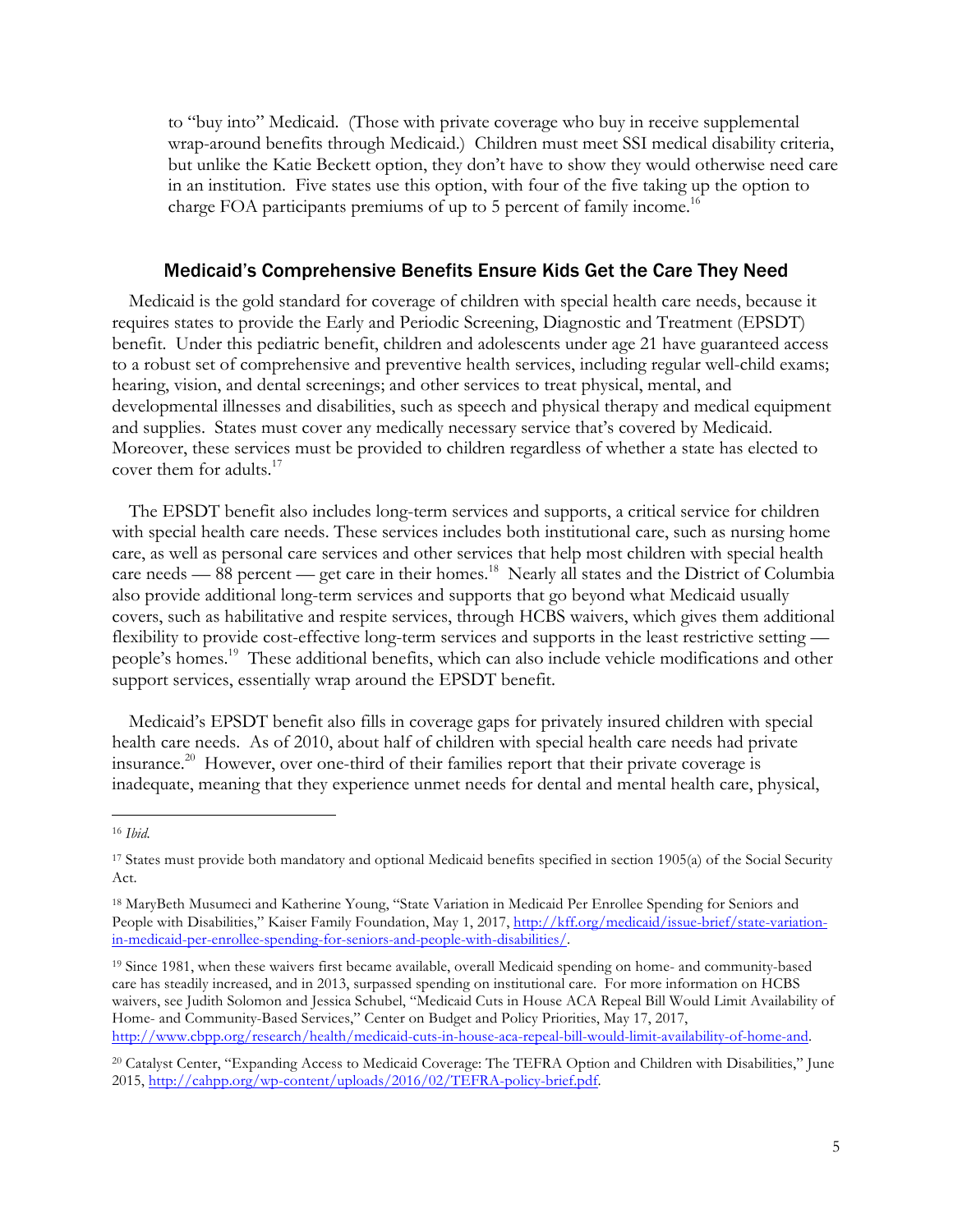to "buy into" Medicaid. (Those with private coverage who buy in receive supplemental wrap-around benefits through Medicaid.) Children must meet SSI medical disability criteria, but unlike the Katie Beckett option, they don't have to show they would otherwise need care in an institution. Five states use this option, with four of the five taking up the option to charge FOA participants premiums of up to 5 percent of family income.[16]

## Medicaid's Comprehensive Benefits Ensure Kids Get the Care They Need

Medicaid is the gold standard for coverage of children with special health care needs, because it requires states to provide the Early and Periodic Screening, Diagnostic and Treatment (EPSDT) benefit. Under this pediatric benefit, children and adolescents under age 21 have guaranteed access to a robust set of comprehensive and preventive health services, including regular well-child exams; hearing, vision, and dental screenings; and other services to treat physical, mental, and developmental illnesses and disabilities, such as speech and physical therapy and medical equipment and supplies. States must cover any medically necessary service that's covered by Medicaid. Moreover, these services must be provided to children regardless of whether a state has elected to cover them for adults.[17]

The EPSDT benefit also includes long-term services and supports, a critical service for children with special health care needs. These services includes both institutional care, such as nursing home care, as well as personal care services and other services that help most children with special health care needs — 88 percent — get care in their homes.[18] Nearly all states and the District of Columbia also provide additional long-term services and supports that go beyond what Medicaid usually covers, such as habilitative and respite services, through HCBS waivers, which gives them additional flexibility to provide cost-effective long-term services and supports in the least restrictive setting — people's homes.[19] These additional benefits, which can also include vehicle modifications and other support services, essentially wrap around the EPSDT benefit.

Medicaid's EPSDT benefit also fills in coverage gaps for privately insured children with special health care needs. As of 2010, about half of children with special health care needs had private insurance.[20] However, over one-third of their families report that their private coverage is inadequate, meaning that they experience unmet needs for dental and mental health care, physical,

---

[16] *Ibid.*

[17] States must provide both mandatory and optional Medicaid benefits specified in section 1905(a) of the Social Security Act.

[18] MaryBeth Musumeci and Katherine Young, "State Variation in Medicaid Per Enrollee Spending for Seniors and People with Disabilities," Kaiser Family Foundation, May 1, 2017, http://kff.org/medicaid/issue-brief/state-variation-in-medicaid-per-enrollee-spending-for-seniors-and-people-with-disabilities/.

[19] Since 1981, when these waivers first became available, overall Medicaid spending on home- and community-based care has steadily increased, and in 2013, surpassed spending on institutional care. For more information on HCBS waivers, see Judith Solomon and Jessica Schubel, "Medicaid Cuts in House ACA Repeal Bill Would Limit Availability of Home- and Community-Based Services," Center on Budget and Policy Priorities, May 17, 2017, http://www.cbpp.org/research/health/medicaid-cuts-in-house-aca-repeal-bill-would-limit-availability-of-home-and.

[20] Catalyst Center, "Expanding Access to Medicaid Coverage: The TEFRA Option and Children with Disabilities," June 2015, http://cahpp.org/wp-content/uploads/2016/02/TEFRA-policy-brief.pdf.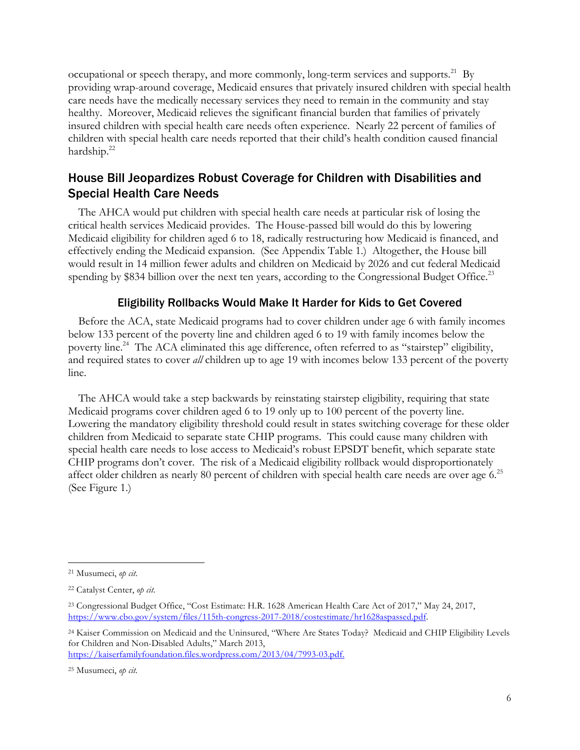occupational or speech therapy, and more commonly, long-term services and supports.[21] By providing wrap-around coverage, Medicaid ensures that privately insured children with special health care needs have the medically necessary services they need to remain in the community and stay healthy. Moreover, Medicaid relieves the significant financial burden that families of privately insured children with special health care needs often experience. Nearly 22 percent of families of children with special health care needs reported that their child's health condition caused financial hardship.[22]

## House Bill Jeopardizes Robust Coverage for Children with Disabilities and Special Health Care Needs

The AHCA would put children with special health care needs at particular risk of losing the critical health services Medicaid provides. The House-passed bill would do this by lowering Medicaid eligibility for children aged 6 to 18, radically restructuring how Medicaid is financed, and effectively ending the Medicaid expansion. (See Appendix Table 1.) Altogether, the House bill would result in 14 million fewer adults and children on Medicaid by 2026 and cut federal Medicaid spending by $834 billion over the next ten years, according to the Congressional Budget Office.[23]

### Eligibility Rollbacks Would Make It Harder for Kids to Get Covered

Before the ACA, state Medicaid programs had to cover children under age 6 with family incomes below 133 percent of the poverty line and children aged 6 to 19 with family incomes below the poverty line.[24] The ACA eliminated this age difference, often referred to as "stairstep" eligibility, and required states to cover *all* children up to age 19 with incomes below 133 percent of the poverty line.

The AHCA would take a step backwards by reinstating stairstep eligibility, requiring that state Medicaid programs cover children aged 6 to 19 only up to 100 percent of the poverty line. Lowering the mandatory eligibility threshold could result in states switching coverage for these older children from Medicaid to separate state CHIP programs. This could cause many children with special health care needs to lose access to Medicaid's robust EPSDT benefit, which separate state CHIP programs don't cover. The risk of a Medicaid eligibility rollback would disproportionately affect older children as nearly 80 percent of children with special health care needs are over age 6.[25] (See Figure 1.)

---

[21] Musumeci, *op cit.*

[22] Catalyst Center, *op cit.*

[23] Congressional Budget Office, "Cost Estimate: H.R. 1628 American Health Care Act of 2017," May 24, 2017, https://www.cbo.gov/system/files/115th-congress-2017-2018/costestimate/hr1628aspassed.pdf.

[24] Kaiser Commission on Medicaid and the Uninsured, "Where Are States Today? Medicaid and CHIP Eligibility Levels for Children and Non-Disabled Adults," March 2013, https://kaiserfamilyfoundation.files.wordpress.com/2013/04/7993-03.pdf.

[25] Musumeci, *op cit.*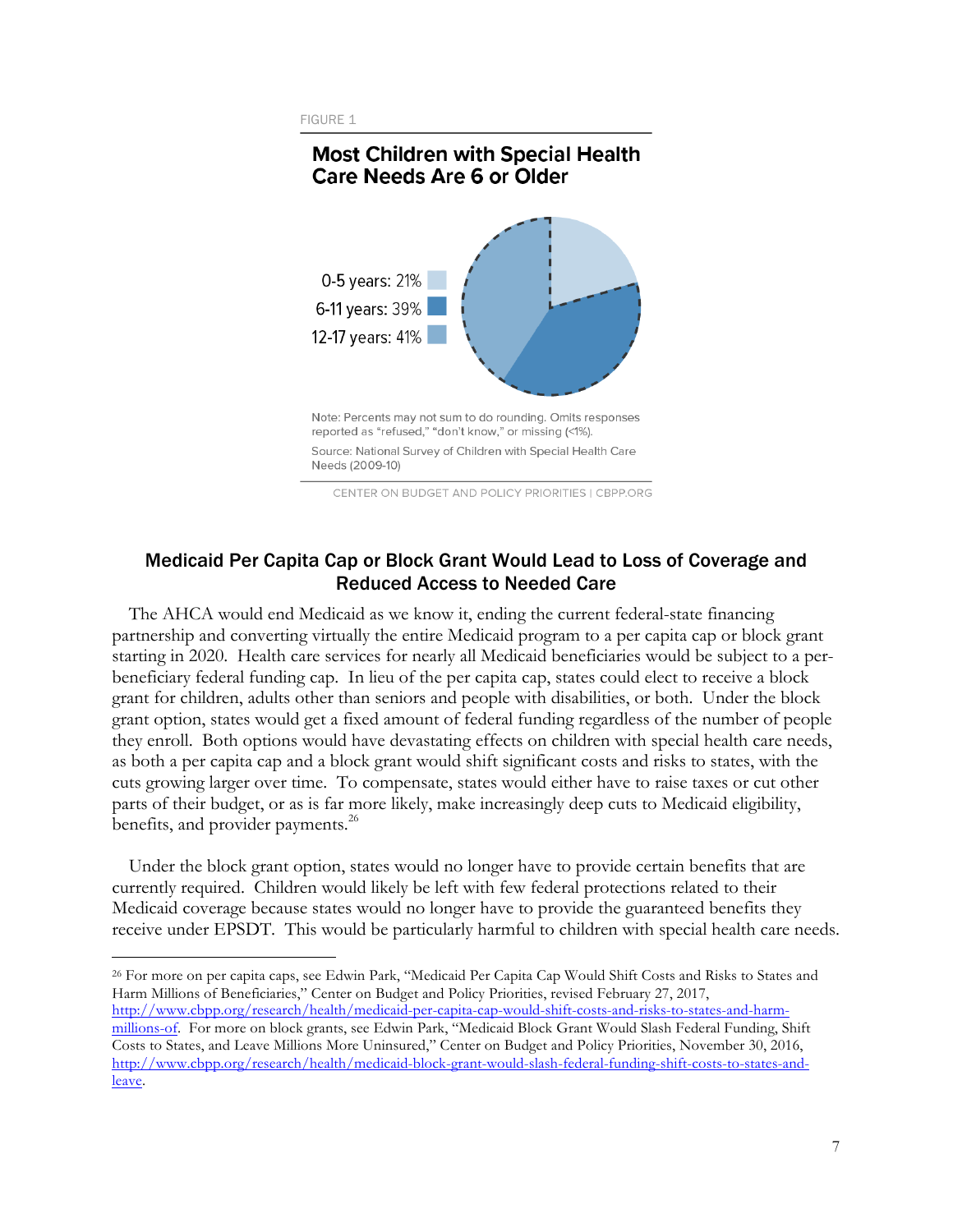FIGURE 1

**Most Children with Special Health Care Needs Are 6 or Older**

0-5 years: 21%
6-11 years: 39%
12-17 years: 41%

Note: Percents may not sum to do rounding. Omits responses reported as "refused," "don't know," or missing (<1%).

Source: National Survey of Children with Special Health Care Needs (2009-10)

CENTER ON BUDGET AND POLICY PRIORITIES | CBPP.ORG

## Medicaid Per Capita Cap or Block Grant Would Lead to Loss of Coverage and Reduced Access to Needed Care

The AHCA would end Medicaid as we know it, ending the current federal-state financing partnership and converting virtually the entire Medicaid program to a per capita cap or block grant starting in 2020. Health care services for nearly all Medicaid beneficiaries would be subject to a per-beneficiary federal funding cap. In lieu of the per capita cap, states could elect to receive a block grant for children, adults other than seniors and people with disabilities, or both. Under the block grant option, states would get a fixed amount of federal funding regardless of the number of people they enroll. Both options would have devastating effects on children with special health care needs, as both a per capita cap and a block grant would shift significant costs and risks to states, with the cuts growing larger over time. To compensate, states would either have to raise taxes or cut other parts of their budget, or as is far more likely, make increasingly deep cuts to Medicaid eligibility, benefits, and provider payments.[26]

Under the block grant option, states would no longer have to provide certain benefits that are currently required. Children would likely be left with few federal protections related to their Medicaid coverage because states would no longer have to provide the guaranteed benefits they receive under EPSDT. This would be particularly harmful to children with special health care needs.

---

[26] For more on per capita caps, see Edwin Park, "Medicaid Per Capita Cap Would Shift Costs and Risks to States and Harm Millions of Beneficiaries," Center on Budget and Policy Priorities, revised February 27, 2017, http://www.cbpp.org/research/health/medicaid-per-capita-cap-would-shift-costs-and-risks-to-states-and-harm-millions-of. For more on block grants, see Edwin Park, "Medicaid Block Grant Would Slash Federal Funding, Shift Costs to States, and Leave Millions More Uninsured," Center on Budget and Policy Priorities, November 30, 2016, http://www.cbpp.org/research/health/medicaid-block-grant-would-slash-federal-funding-shift-costs-to-states-and-leave.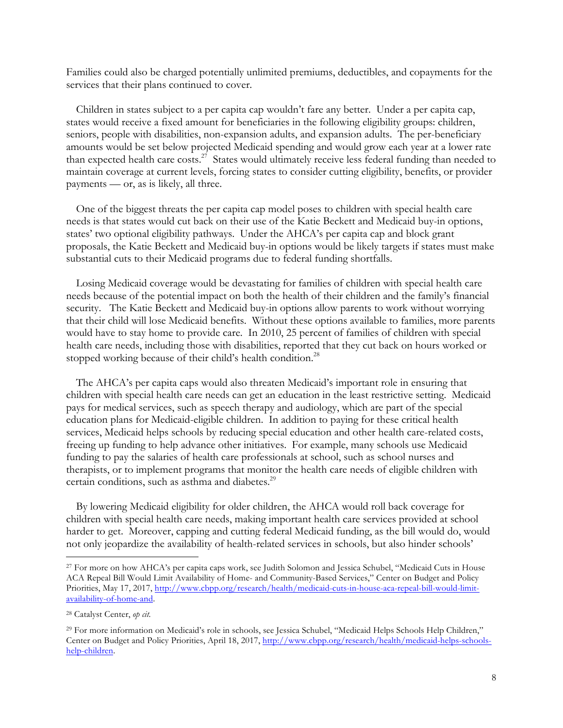Families could also be charged potentially unlimited premiums, deductibles, and copayments for the services that their plans continued to cover.

Children in states subject to a per capita cap wouldn't fare any better. Under a per capita cap, states would receive a fixed amount for beneficiaries in the following eligibility groups: children, seniors, people with disabilities, non-expansion adults, and expansion adults. The per-beneficiary amounts would be set below projected Medicaid spending and would grow each year at a lower rate than expected health care costs.[27] States would ultimately receive less federal funding than needed to maintain coverage at current levels, forcing states to consider cutting eligibility, benefits, or provider payments — or, as is likely, all three.

One of the biggest threats the per capita cap model poses to children with special health care needs is that states would cut back on their use of the Katie Beckett and Medicaid buy-in options, states' two optional eligibility pathways. Under the AHCA's per capita cap and block grant proposals, the Katie Beckett and Medicaid buy-in options would be likely targets if states must make substantial cuts to their Medicaid programs due to federal funding shortfalls.

Losing Medicaid coverage would be devastating for families of children with special health care needs because of the potential impact on both the health of their children and the family's financial security. The Katie Beckett and Medicaid buy-in options allow parents to work without worrying that their child will lose Medicaid benefits. Without these options available to families, more parents would have to stay home to provide care. In 2010, 25 percent of families of children with special health care needs, including those with disabilities, reported that they cut back on hours worked or stopped working because of their child's health condition.[28]

The AHCA's per capita caps would also threaten Medicaid's important role in ensuring that children with special health care needs can get an education in the least restrictive setting. Medicaid pays for medical services, such as speech therapy and audiology, which are part of the special education plans for Medicaid-eligible children. In addition to paying for these critical health services, Medicaid helps schools by reducing special education and other health care-related costs, freeing up funding to help advance other initiatives. For example, many schools use Medicaid funding to pay the salaries of health care professionals at school, such as school nurses and therapists, or to implement programs that monitor the health care needs of eligible children with certain conditions, such as asthma and diabetes.[29]

By lowering Medicaid eligibility for older children, the AHCA would roll back coverage for children with special health care needs, making important health care services provided at school harder to get. Moreover, capping and cutting federal Medicaid funding, as the bill would do, would not only jeopardize the availability of health-related services in schools, but also hinder schools'

---

[27] For more on how AHCA's per capita caps work, see Judith Solomon and Jessica Schubel, "Medicaid Cuts in House ACA Repeal Bill Would Limit Availability of Home- and Community-Based Services," Center on Budget and Policy Priorities, May 17, 2017, http://www.cbpp.org/research/health/medicaid-cuts-in-house-aca-repeal-bill-would-limit-availability-of-home-and.

[28] Catalyst Center, *op cit.*

[29] For more information on Medicaid's role in schools, see Jessica Schubel, "Medicaid Helps Schools Help Children," Center on Budget and Policy Priorities, April 18, 2017, http://www.cbpp.org/research/health/medicaid-helps-schools-help-children.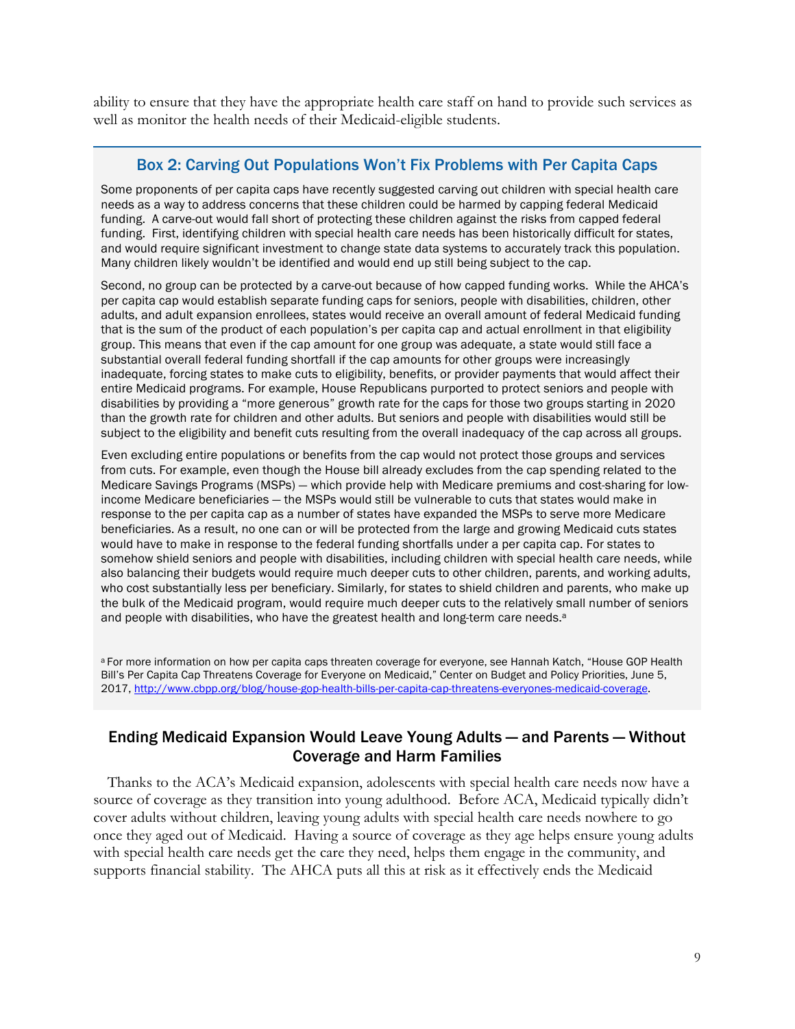ability to ensure that they have the appropriate health care staff on hand to provide such services as well as monitor the health needs of their Medicaid-eligible students.

### Box 2: Carving Out Populations Won't Fix Problems with Per Capita Caps

Some proponents of per capita caps have recently suggested carving out children with special health care needs as a way to address concerns that these children could be harmed by capping federal Medicaid funding. A carve-out would fall short of protecting these children against the risks from capped federal funding. First, identifying children with special health care needs has been historically difficult for states, and would require significant investment to change state data systems to accurately track this population. Many children likely wouldn't be identified and would end up still being subject to the cap.

Second, no group can be protected by a carve-out because of how capped funding works. While the AHCA's per capita cap would establish separate funding caps for seniors, people with disabilities, children, other adults, and adult expansion enrollees, states would receive an overall amount of federal Medicaid funding that is the sum of the product of each population's per capita cap and actual enrollment in that eligibility group. This means that even if the cap amount for one group was adequate, a state would still face a substantial overall federal funding shortfall if the cap amounts for other groups were increasingly inadequate, forcing states to make cuts to eligibility, benefits, or provider payments that would affect their entire Medicaid programs. For example, House Republicans purported to protect seniors and people with disabilities by providing a "more generous" growth rate for the caps for those two groups starting in 2020 than the growth rate for children and other adults. But seniors and people with disabilities would still be subject to the eligibility and benefit cuts resulting from the overall inadequacy of the cap across all groups.

Even excluding entire populations or benefits from the cap would not protect those groups and services from cuts. For example, even though the House bill already excludes from the cap spending related to the Medicare Savings Programs (MSPs) — which provide help with Medicare premiums and cost-sharing for low-income Medicare beneficiaries — the MSPs would still be vulnerable to cuts that states would make in response to the per capita cap as a number of states have expanded the MSPs to serve more Medicare beneficiaries. As a result, no one can or will be protected from the large and growing Medicaid cuts states would have to make in response to the federal funding shortfalls under a per capita cap. For states to somehow shield seniors and people with disabilities, including children with special health care needs, while also balancing their budgets would require much deeper cuts to other children, parents, and working adults, who cost substantially less per beneficiary. Similarly, for states to shield children and parents, who make up the bulk of the Medicaid program, would require much deeper cuts to the relatively small number of seniors and people with disabilities, who have the greatest health and long-term care needs.[a]

[a] For more information on how per capita caps threaten coverage for everyone, see Hannah Katch, "House GOP Health Bill's Per Capita Cap Threatens Coverage for Everyone on Medicaid," Center on Budget and Policy Priorities, June 5, 2017, http://www.cbpp.org/blog/house-gop-health-bills-per-capita-cap-threatens-everyones-medicaid-coverage.

## Ending Medicaid Expansion Would Leave Young Adults — and Parents — Without Coverage and Harm Families

Thanks to the ACA's Medicaid expansion, adolescents with special health care needs now have a source of coverage as they transition into young adulthood. Before ACA, Medicaid typically didn't cover adults without children, leaving young adults with special health care needs nowhere to go once they aged out of Medicaid. Having a source of coverage as they age helps ensure young adults with special health care needs get the care they need, helps them engage in the community, and supports financial stability. The AHCA puts all this at risk as it effectively ends the Medicaid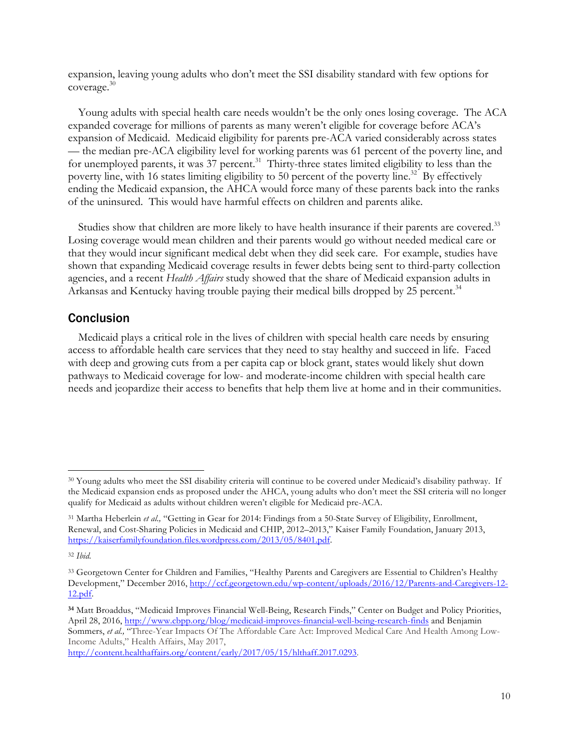expansion, leaving young adults who don't meet the SSI disability standard with few options for coverage.[30]

Young adults with special health care needs wouldn't be the only ones losing coverage. The ACA expanded coverage for millions of parents as many weren't eligible for coverage before ACA's expansion of Medicaid. Medicaid eligibility for parents pre-ACA varied considerably across states — the median pre-ACA eligibility level for working parents was 61 percent of the poverty line, and for unemployed parents, it was 37 percent.[31] Thirty-three states limited eligibility to less than the poverty line, with 16 states limiting eligibility to 50 percent of the poverty line.[32] By effectively ending the Medicaid expansion, the AHCA would force many of these parents back into the ranks of the uninsured. This would have harmful effects on children and parents alike.

Studies show that children are more likely to have health insurance if their parents are covered.[33] Losing coverage would mean children and their parents would go without needed medical care or that they would incur significant medical debt when they did seek care. For example, studies have shown that expanding Medicaid coverage results in fewer debts being sent to third-party collection agencies, and a recent *Health Affairs* study showed that the share of Medicaid expansion adults in Arkansas and Kentucky having trouble paying their medical bills dropped by 25 percent.[34]

## Conclusion

Medicaid plays a critical role in the lives of children with special health care needs by ensuring access to affordable health care services that they need to stay healthy and succeed in life. Faced with deep and growing cuts from a per capita cap or block grant, states would likely shut down pathways to Medicaid coverage for low- and moderate-income children with special health care needs and jeopardize their access to benefits that help them live at home and in their communities.

---

[30] Young adults who meet the SSI disability criteria will continue to be covered under Medicaid's disability pathway. If the Medicaid expansion ends as proposed under the AHCA, young adults who don't meet the SSI criteria will no longer qualify for Medicaid as adults without children weren't eligible for Medicaid pre-ACA.

[31] Martha Heberlein *et al.,* "Getting in Gear for 2014: Findings from a 50-State Survey of Eligibility, Enrollment, Renewal, and Cost-Sharing Policies in Medicaid and CHIP, 2012–2013," Kaiser Family Foundation, January 2013, https://kaiserfamilyfoundation.files.wordpress.com/2013/05/8401.pdf.

[32] *Ibid.*

[33] Georgetown Center for Children and Families, "Healthy Parents and Caregivers are Essential to Children's Healthy Development," December 2016, http://ccf.georgetown.edu/wp-content/uploads/2016/12/Parents-and-Caregivers-12-12.pdf.

[34] Matt Broaddus, "Medicaid Improves Financial Well-Being, Research Finds," Center on Budget and Policy Priorities, April 28, 2016, http://www.cbpp.org/blog/medicaid-improves-financial-well-being-research-finds and Benjamin Sommers, *et al.,* "Three-Year Impacts Of The Affordable Care Act: Improved Medical Care And Health Among Low-Income Adults," Health Affairs, May 2017, http://content.healthaffairs.org/content/early/2017/05/15/hlthaff.2017.0293.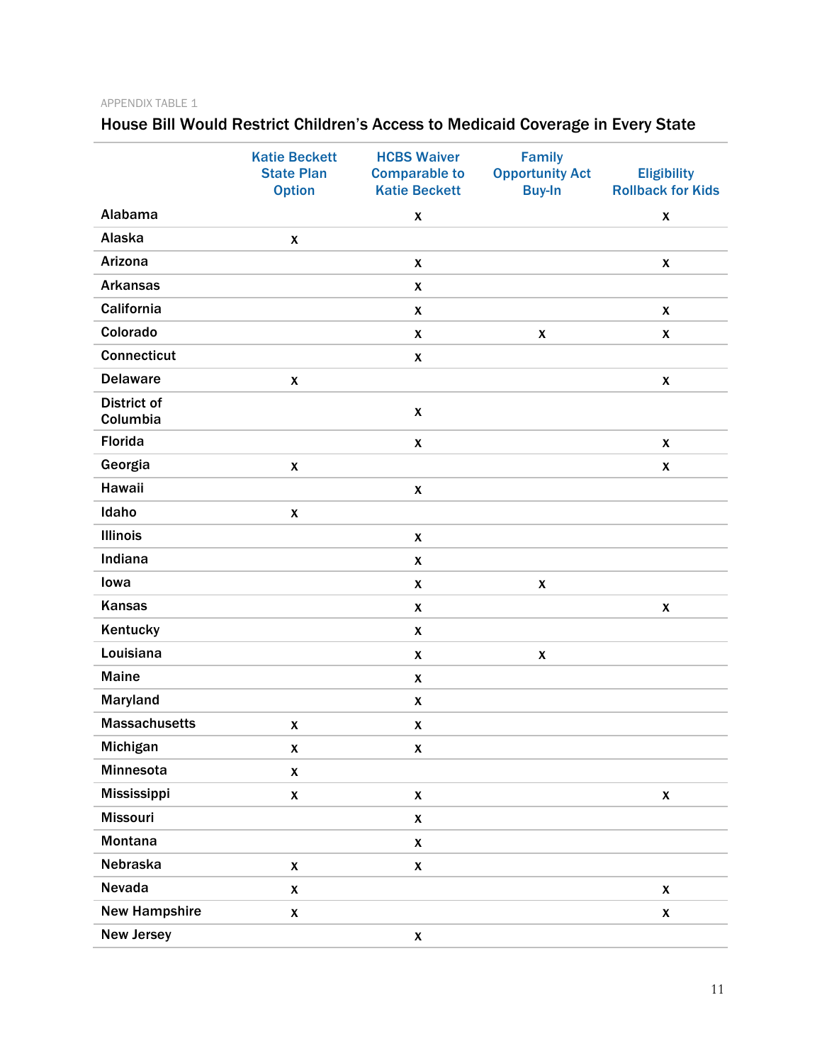APPENDIX TABLE 1

## House Bill Would Restrict Children's Access to Medicaid Coverage in Every State

| | Katie Beckett State Plan Option | HCBS Waiver Comparable to Katie Beckett | Family Opportunity Act Buy-In | Eligibility Rollback for Kids |
|---|---|---|---|---|
| Alabama | | x | | x |
| Alaska | x | | | |
| Arizona | | x | | x |
| Arkansas | | x | | |
| California | | x | | x |
| Colorado | | x | x | x |
| Connecticut | | x | | |
| Delaware | x | | | x |
| District of Columbia | | x | | |
| Florida | | x | | x |
| Georgia | x | | | x |
| Hawaii | | x | | |
| Idaho | x | | | |
| Illinois | | x | | |
| Indiana | | x | | |
| Iowa | | x | x | |
| Kansas | | x | | x |
| Kentucky | | x | | |
| Louisiana | | x | x | |
| Maine | | x | | |
| Maryland | | x | | |
| Massachusetts | x | x | | |
| Michigan | x | x | | |
| Minnesota | x | | | |
| Mississippi | x | x | | x |
| Missouri | | x | | |
| Montana | | x | | |
| Nebraska | x | x | | |
| Nevada | x | | | x |
| New Hampshire | x | | | x |
| New Jersey | | x | | |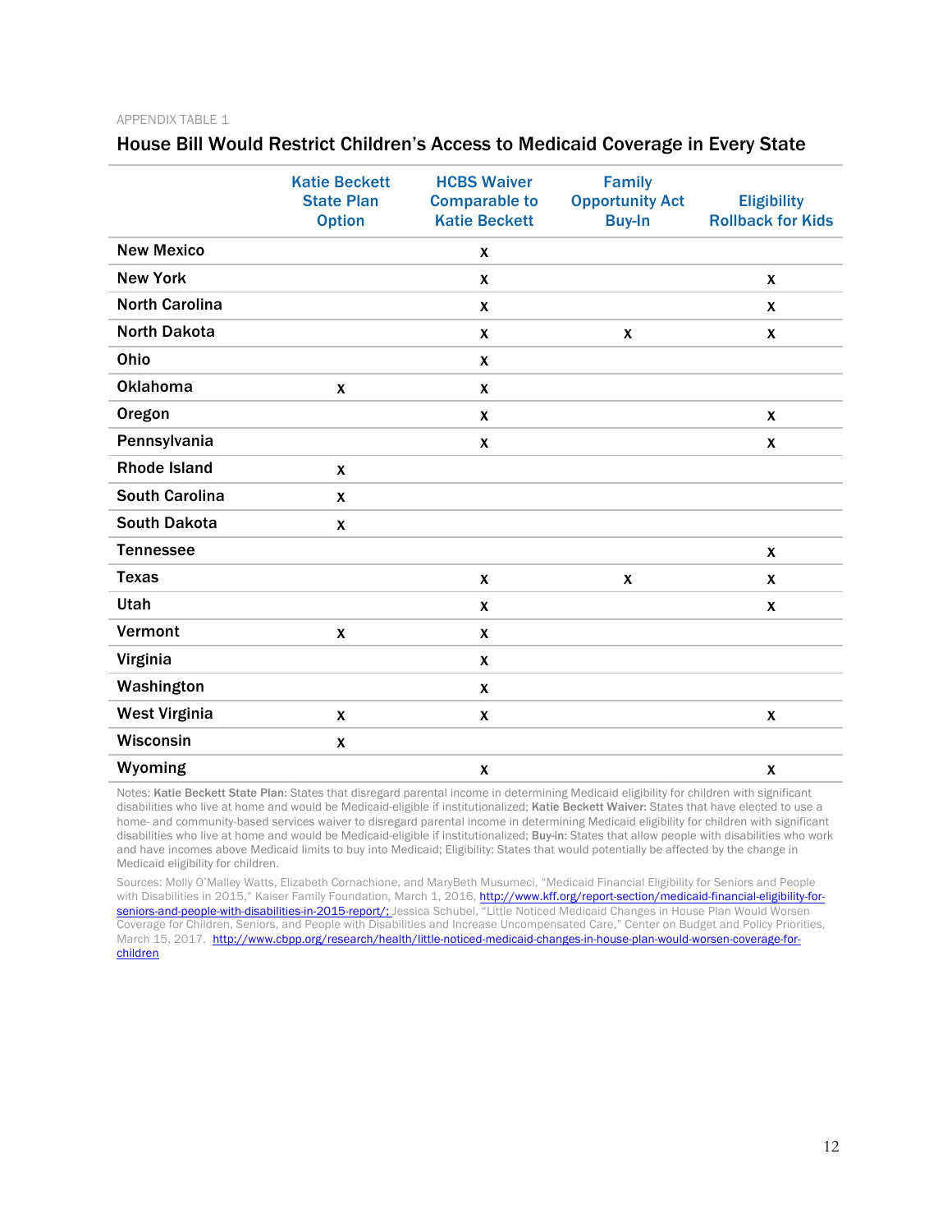APPENDIX TABLE 1

## House Bill Would Restrict Children's Access to Medicaid Coverage in Every State

| | Katie Beckett State Plan Option | HCBS Waiver Comparable to Katie Beckett | Family Opportunity Act Buy-In | Eligibility Rollback for Kids |
|---|---|---|---|---|
| New Mexico | | x | | |
| New York | | x | | x |
| North Carolina | | x | | x |
| North Dakota | | x | x | x |
| Ohio | | x | | |
| Oklahoma | x | x | | |
| Oregon | | x | | x |
| Pennsylvania | | x | | x |
| Rhode Island | x | | | |
| South Carolina | x | | | |
| South Dakota | x | | | |
| Tennessee | | | | x |
| Texas | | x | x | x |
| Utah | | x | | x |
| Vermont | x | x | | |
| Virginia | | x | | |
| Washington | | x | | |
| West Virginia | x | x | | x |
| Wisconsin | x | | | |
| Wyoming | | x | | x |

Notes: **Katie Beckett State Plan:** States that disregard parental income in determining Medicaid eligibility for children with significant disabilities who live at home and would be Medicaid-eligible if institutionalized; **Katie Beckett Waiver:** States that have elected to use a home- and community-based services waiver to disregard parental income in determining Medicaid eligibility for children with significant disabilities who live at home and would be Medicaid-eligible if institutionalized; **Buy-in:** States that allow people with disabilities who work and have incomes above Medicaid limits to buy into Medicaid; Eligibility: States that would potentially be affected by the change in Medicaid eligibility for children.

Sources: Molly O'Malley Watts, Elizabeth Cornachione, and MaryBeth Musumeci, "Medicaid Financial Eligibility for Seniors and People with Disabilities in 2015," Kaiser Family Foundation, March 1, 2016, http://www.kff.org/report-section/medicaid-financial-eligibility-for-seniors-and-people-with-disabilities-in-2015-report/; Jessica Schubel, "Little Noticed Medicaid Changes in House Plan Would Worsen Coverage for Children, Seniors, and People with Disabilities and Increase Uncompensated Care," Center on Budget and Policy Priorities, March 15, 2017, http://www.cbpp.org/research/health/little-noticed-medicaid-changes-in-house-plan-would-worsen-coverage-for-children